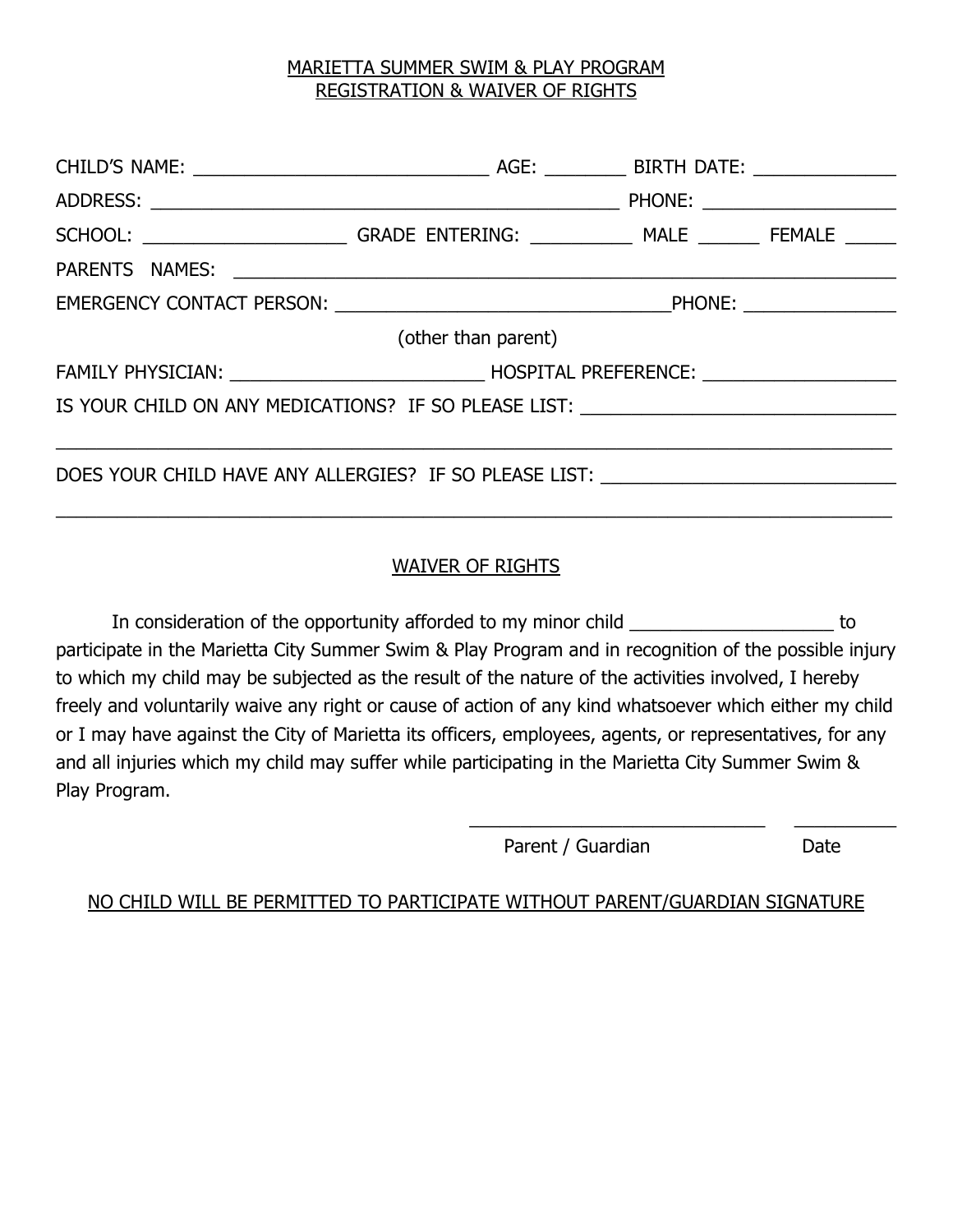MARIETTA SUMMER SWIM & PLAY PROGRAM
REGISTRATION & WAIVER OF RIGHTS

CHILD'S NAME: ______________________________ AGE: ________ BIRTH DATE: ______________

ADDRESS: ________________________________________________ PHONE: ___________________

SCHOOL: ____________________ GRADE ENTERING: __________ MALE ______ FEMALE _____

PARENTS NAMES: ___________________________________________________________________

EMERGENCY CONTACT PERSON: _________________________________PHONE: _______________

(other than parent)

FAMILY PHYSICIAN: _________________________ HOSPITAL PREFERENCE: ___________________

IS YOUR CHILD ON ANY MEDICATIONS? IF SO PLEASE LIST: _______________________________

_____________________________________________________________________________________

DOES YOUR CHILD HAVE ANY ALLERGIES? IF SO PLEASE LIST: _____________________________

_____________________________________________________________________________________

WAIVER OF RIGHTS

In consideration of the opportunity afforded to my minor child ____________________ to participate in the Marietta City Summer Swim & Play Program and in recognition of the possible injury to which my child may be subjected as the result of the nature of the activities involved, I hereby freely and voluntarily waive any right or cause of action of any kind whatsoever which either my child or I may have against the City of Marietta its officers, employees, agents, or representatives, for any and all injuries which my child may suffer while participating in the Marietta City Summer Swim & Play Program.

_____________________________ __________
Parent / Guardian Date

NO CHILD WILL BE PERMITTED TO PARTICIPATE WITHOUT PARENT/GUARDIAN SIGNATURE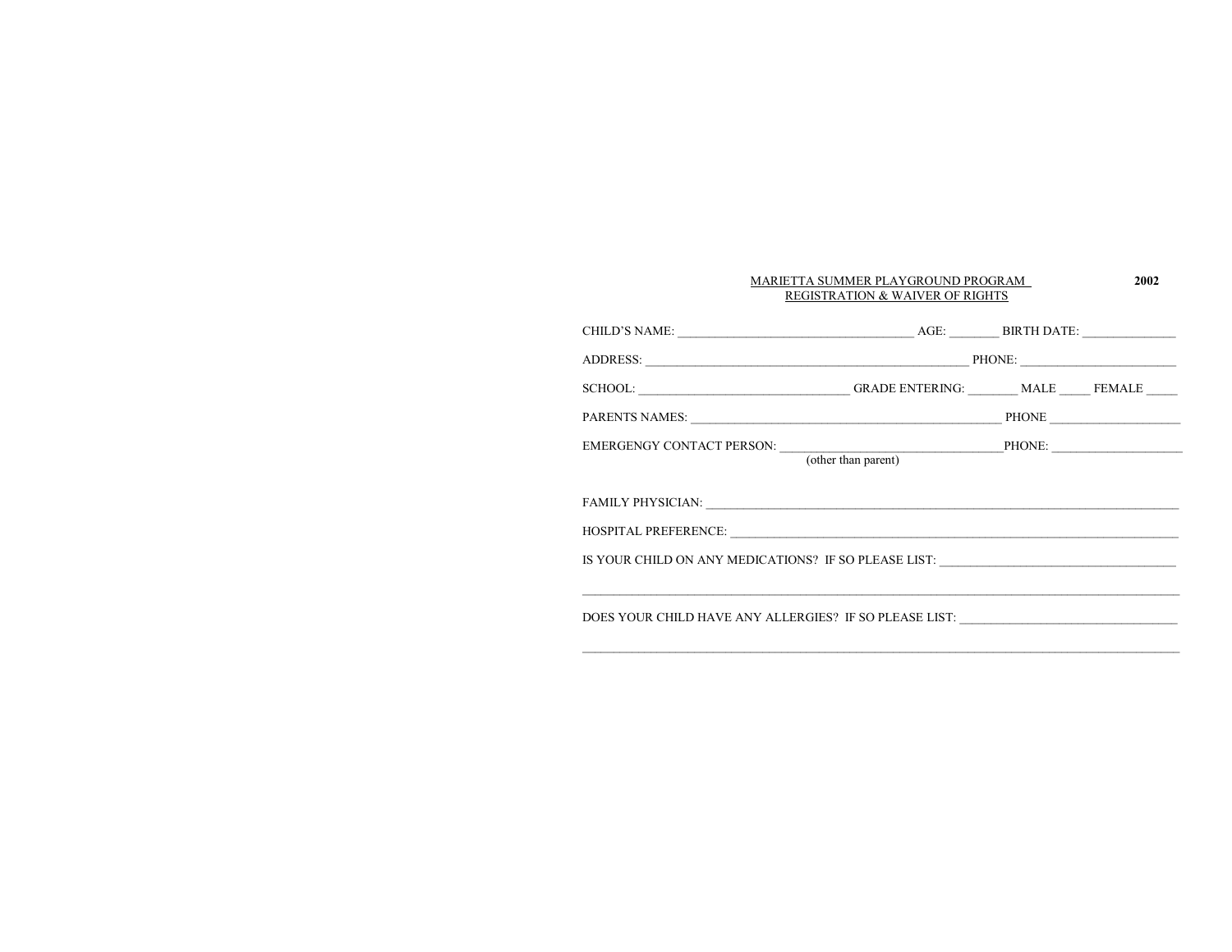MARIETTA SUMMER PLAYGROUND PROGRAM **2002**
REGISTRATION & WAIVER OF RIGHTS

CHILD'S NAME: ____________________________________ AGE: _______ BIRTH DATE: ______________

ADDRESS: __________________________________________________ PHONE: ________________________

SCHOOL: _________________________________ GRADE ENTERING: _______ MALE _____ FEMALE _____

PARENTS NAMES: ________________________________________________ PHONE ____________________

EMERGENGY CONTACT PERSON: ___________________________________PHONE: ____________________
(other than parent)

FAMILY PHYSICIAN: __________________________________________________________________________

HOSPITAL PREFERENCE: ______________________________________________________________________

IS YOUR CHILD ON ANY MEDICATIONS? IF SO PLEASE LIST: _____________________________________

______________________________________________________________________________________________

DOES YOUR CHILD HAVE ANY ALLERGIES? IF SO PLEASE LIST: __________________________________

______________________________________________________________________________________________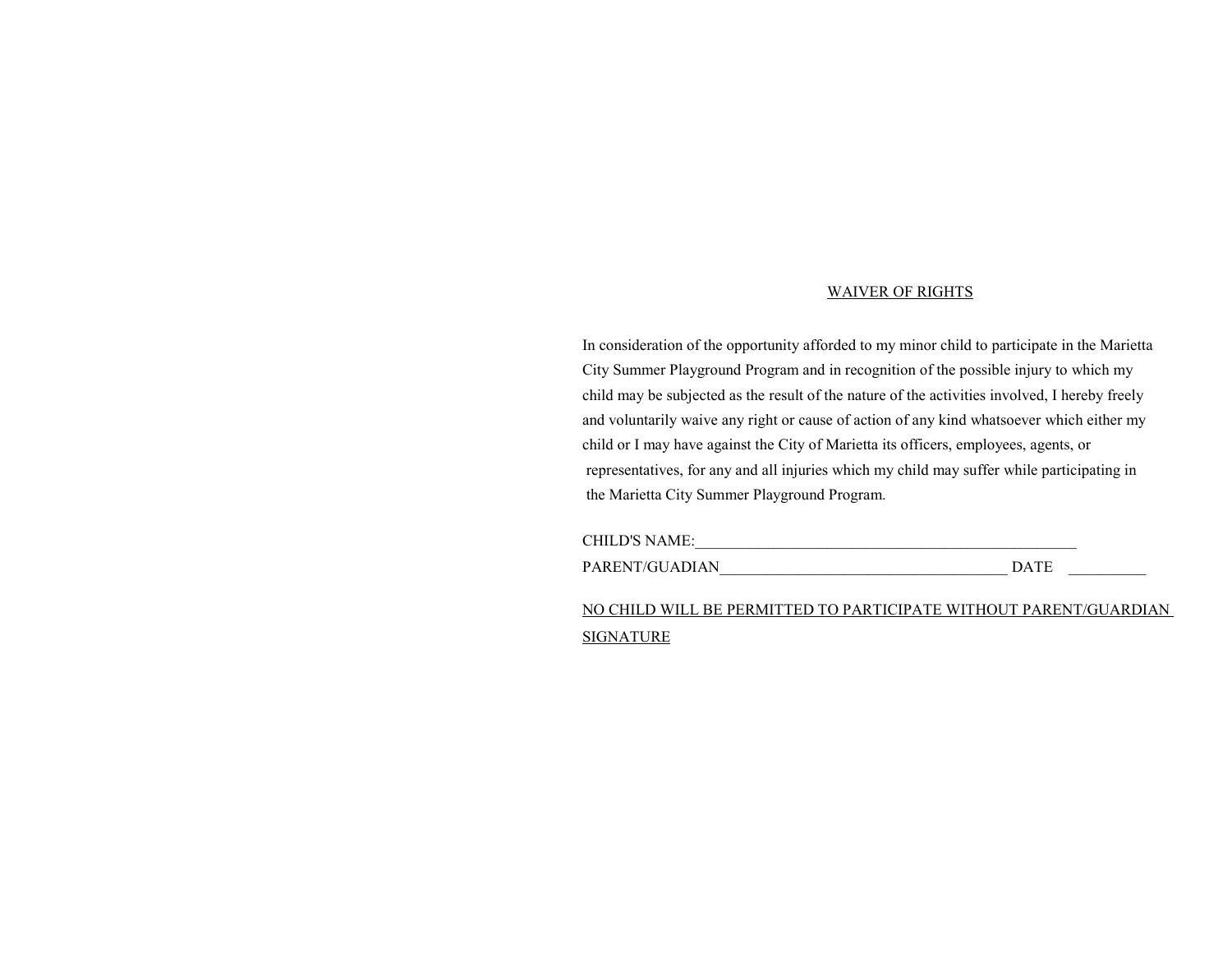<u>WAIVER OF RIGHTS</u>

In consideration of the opportunity afforded to my minor child to participate in the Marietta City Summer Playground Program and in recognition of the possible injury to which my child may be subjected as the result of the nature of the activities involved, I hereby freely and voluntarily waive any right or cause of action of any kind whatsoever which either my child or I may have against the City of Marietta its officers, employees, agents, or representatives, for any and all injuries which my child may suffer while participating in the Marietta City Summer Playground Program.

CHILD'S NAME:_________________________________________________

PARENT/GUADIAN_____________________________________ DATE __________

<u>NO CHILD WILL BE PERMITTED TO PARTICIPATE WITHOUT PARENT/GUARDIAN SIGNATURE</u>